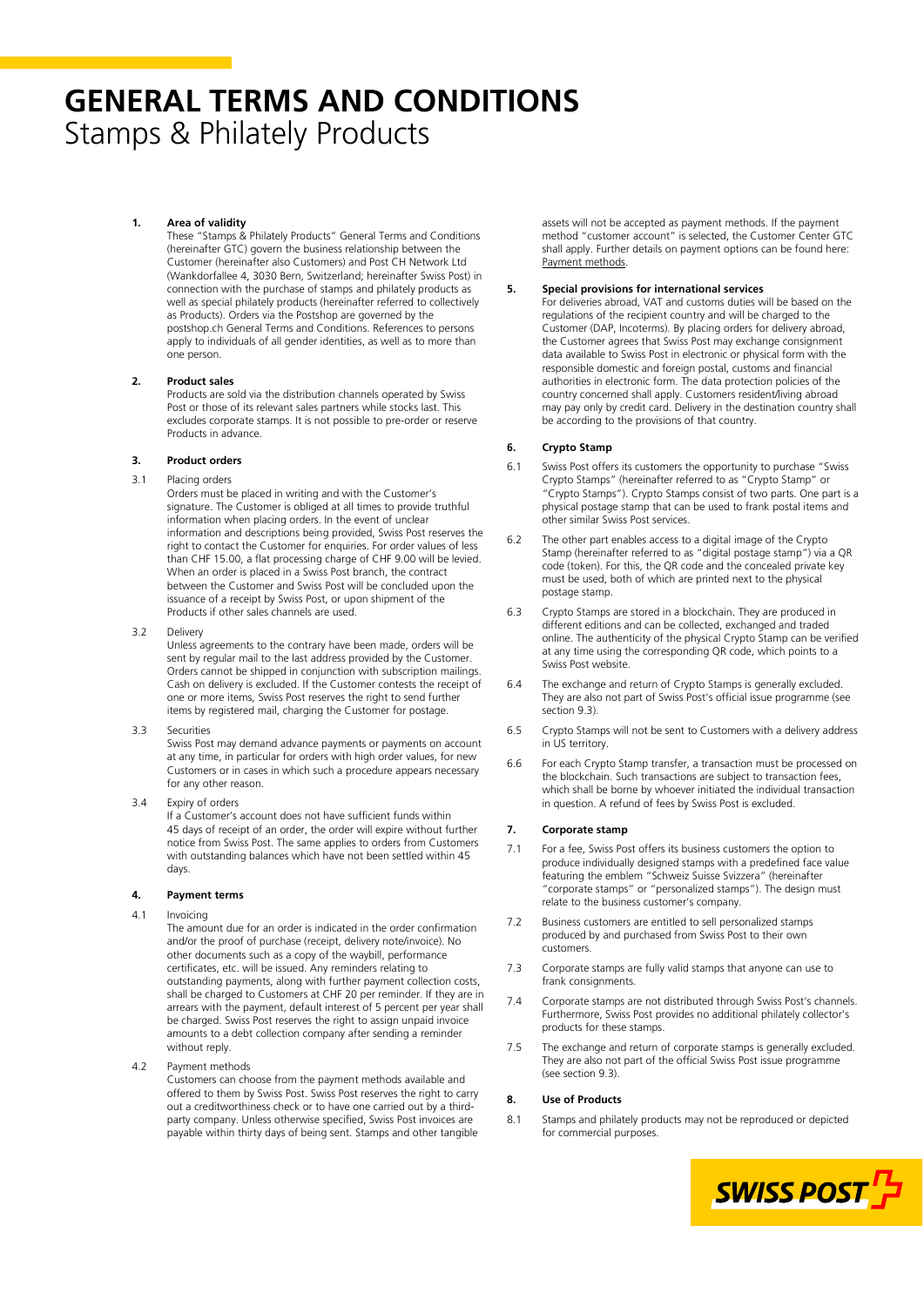# GENERAL TERMS AND CONDITIONS
Stamps & Philately Products

**1. Area of validity**

These "Stamps & Philately Products" General Terms and Conditions (hereinafter GTC) govern the business relationship between the Customer (hereinafter also Customers) and Post CH Network Ltd (Wankdorfallee 4, 3030 Bern, Switzerland; hereinafter Swiss Post) in connection with the purchase of stamps and philately products as well as special philately products (hereinafter referred to collectively as Products). Orders via the Postshop are governed by the postshop.ch General Terms and Conditions. References to persons apply to individuals of all gender identities, as well as to more than one person.

**2. Product sales**

Products are sold via the distribution channels operated by Swiss Post or those of its relevant sales partners while stocks last. This excludes corporate stamps. It is not possible to pre-order or reserve Products in advance.

**3. Product orders**

3.1 Placing orders

Orders must be placed in writing and with the Customer's signature. The Customer is obliged at all times to provide truthful information when placing orders. In the event of unclear information and descriptions being provided, Swiss Post reserves the right to contact the Customer for enquiries. For order values of less than CHF 15.00, a flat processing charge of CHF 9.00 will be levied. When an order is placed in a Swiss Post branch, the contract between the Customer and Swiss Post will be concluded upon the issuance of a receipt by Swiss Post, or upon shipment of the Products if other sales channels are used.

3.2 Delivery

Unless agreements to the contrary have been made, orders will be sent by regular mail to the last address provided by the Customer. Orders cannot be shipped in conjunction with subscription mailings. Cash on delivery is excluded. If the Customer contests the receipt of one or more items, Swiss Post reserves the right to send further items by registered mail, charging the Customer for postage.

3.3 Securities

Swiss Post may demand advance payments or payments on account at any time, in particular for orders with high order values, for new Customers or in cases in which such a procedure appears necessary for any other reason.

3.4 Expiry of orders

If a Customer's account does not have sufficient funds within 45 days of receipt of an order, the order will expire without further notice from Swiss Post. The same applies to orders from Customers with outstanding balances which have not been settled within 45 days.

**4. Payment terms**

4.1 Invoicing

The amount due for an order is indicated in the order confirmation and/or the proof of purchase (receipt, delivery note/invoice). No other documents such as a copy of the waybill, performance certificates, etc. will be issued. Any reminders relating to outstanding payments, along with further payment collection costs, shall be charged to Customers at CHF 20 per reminder. If they are in arrears with the payment, default interest of 5 percent per year shall be charged. Swiss Post reserves the right to assign unpaid invoice amounts to a debt collection company after sending a reminder without reply.

4.2 Payment methods

Customers can choose from the payment methods available and offered to them by Swiss Post. Swiss Post reserves the right to carry out a creditworthiness check or to have one carried out by a third-party company. Unless otherwise specified, Swiss Post invoices are payable within thirty days of being sent. Stamps and other tangible assets will not be accepted as payment methods. If the payment method "customer account" is selected, the Customer Center GTC shall apply. Further details on payment options can be found here: Payment methods.

**5. Special provisions for international services**

For deliveries abroad, VAT and customs duties will be based on the regulations of the recipient country and will be charged to the Customer (DAP, Incoterms). By placing orders for delivery abroad, the Customer agrees that Swiss Post may exchange consignment data available to Swiss Post in electronic or physical form with the responsible domestic and foreign postal, customs and financial authorities in electronic form. The data protection policies of the country concerned shall apply. Customers resident/living abroad may pay only by credit card. Delivery in the destination country shall be according to the provisions of that country.

**6. Crypto Stamp**

6.1 Swiss Post offers its customers the opportunity to purchase "Swiss Crypto Stamps" (hereinafter referred to as "Crypto Stamp" or "Crypto Stamps"). Crypto Stamps consist of two parts. One part is a physical postage stamp that can be used to frank postal items and other similar Swiss Post services.

6.2 The other part enables access to a digital image of the Crypto Stamp (hereinafter referred to as "digital postage stamp") via a QR code (token). For this, the QR code and the concealed private key must be used, both of which are printed next to the physical postage stamp.

6.3 Crypto Stamps are stored in a blockchain. They are produced in different editions and can be collected, exchanged and traded online. The authenticity of the physical Crypto Stamp can be verified at any time using the corresponding QR code, which points to a Swiss Post website.

6.4 The exchange and return of Crypto Stamps is generally excluded. They are also not part of Swiss Post's official issue programme (see section 9.3).

6.5 Crypto Stamps will not be sent to Customers with a delivery address in US territory.

6.6 For each Crypto Stamp transfer, a transaction must be processed on the blockchain. Such transactions are subject to transaction fees, which shall be borne by whoever initiated the individual transaction in question. A refund of fees by Swiss Post is excluded.

**7. Corporate stamp**

7.1 For a fee, Swiss Post offers its business customers the option to produce individually designed stamps with a predefined face value featuring the emblem "Schweiz Suisse Svizzera" (hereinafter "corporate stamps" or "personalized stamps"). The design must relate to the business customer's company.

7.2 Business customers are entitled to sell personalized stamps produced by and purchased from Swiss Post to their own customers.

7.3 Corporate stamps are fully valid stamps that anyone can use to frank consignments.

7.4 Corporate stamps are not distributed through Swiss Post's channels. Furthermore, Swiss Post provides no additional philately collector's products for these stamps.

7.5 The exchange and return of corporate stamps is generally excluded. They are also not part of the official Swiss Post issue programme (see section 9.3).

**8. Use of Products**

8.1 Stamps and philately products may not be reproduced or depicted for commercial purposes.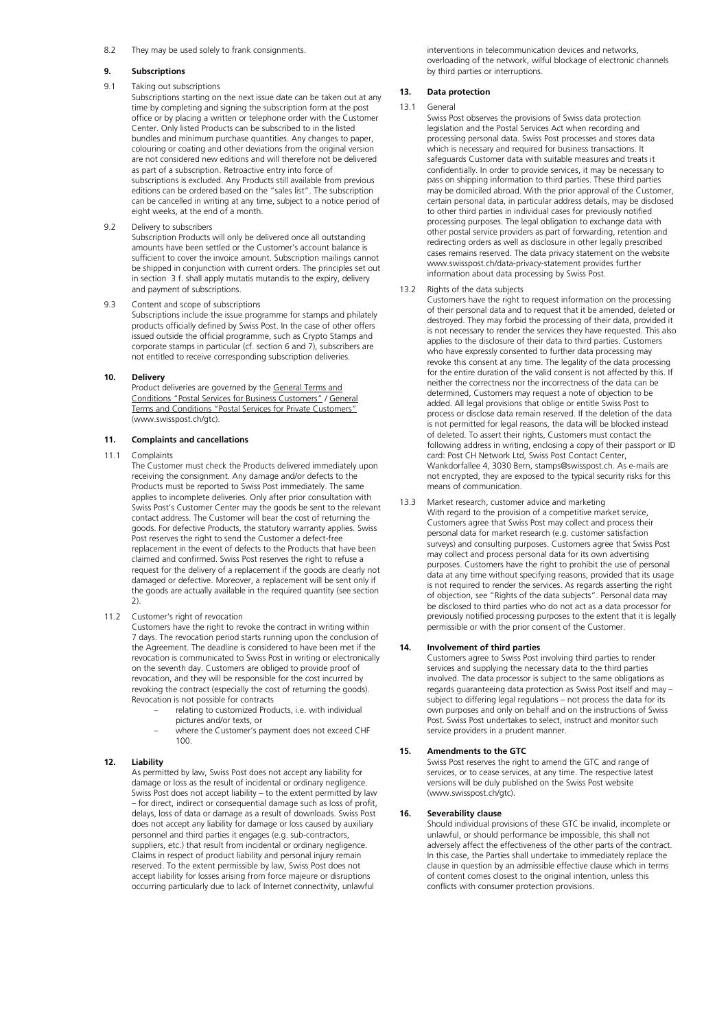8.2 They may be used solely to frank consignments.

## 9. Subscriptions

9.1 Taking out subscriptions

Subscriptions starting on the next issue date can be taken out at any time by completing and signing the subscription form at the post office or by placing a written or telephone order with the Customer Center. Only listed Products can be subscribed to in the listed bundles and minimum purchase quantities. Any changes to paper, colouring or coating and other deviations from the original version are not considered new editions and will therefore not be delivered as part of a subscription. Retroactive entry into force of subscriptions is excluded. Any Products still available from previous editions can be ordered based on the "sales list". The subscription can be cancelled in writing at any time, subject to a notice period of eight weeks, at the end of a month.

9.2 Delivery to subscribers

Subscription Products will only be delivered once all outstanding amounts have been settled or the Customer's account balance is sufficient to cover the invoice amount. Subscription mailings cannot be shipped in conjunction with current orders. The principles set out in section 3 f. shall apply mutatis mutandis to the expiry, delivery and payment of subscriptions.

9.3 Content and scope of subscriptions

Subscriptions include the issue programme for stamps and philately products officially defined by Swiss Post. In the case of other offers issued outside the official programme, such as Crypto Stamps and corporate stamps in particular (cf. section 6 and 7), subscribers are not entitled to receive corresponding subscription deliveries.

## 10. Delivery

Product deliveries are governed by the General Terms and Conditions "Postal Services for Business Customers" / General Terms and Conditions "Postal Services for Private Customers" (www.swisspost.ch/gtc).

## 11. Complaints and cancellations

11.1 Complaints

The Customer must check the Products delivered immediately upon receiving the consignment. Any damage and/or defects to the Products must be reported to Swiss Post immediately. The same applies to incomplete deliveries. Only after prior consultation with Swiss Post's Customer Center may the goods be sent to the relevant contact address. The Customer will bear the cost of returning the goods. For defective Products, the statutory warranty applies. Swiss Post reserves the right to send the Customer a defect-free replacement in the event of defects to the Products that have been claimed and confirmed. Swiss Post reserves the right to refuse a request for the delivery of a replacement if the goods are clearly not damaged or defective. Moreover, a replacement will be sent only if the goods are actually available in the required quantity (see section 2).

11.2 Customer's right of revocation

Customers have the right to revoke the contract in writing within 7 days. The revocation period starts running upon the conclusion of the Agreement. The deadline is considered to have been met if the revocation is communicated to Swiss Post in writing or electronically on the seventh day. Customers are obliged to provide proof of revocation, and they will be responsible for the cost incurred by revoking the contract (especially the cost of returning the goods). Revocation is not possible for contracts

- relating to customized Products, i.e. with individual pictures and/or texts, or
- where the Customer's payment does not exceed CHF 100.

## 12. Liability

As permitted by law, Swiss Post does not accept any liability for damage or loss as the result of incidental or ordinary negligence. Swiss Post does not accept liability – to the extent permitted by law – for direct, indirect or consequential damage such as loss of profit, delays, loss of data or damage as a result of downloads. Swiss Post does not accept any liability for damage or loss caused by auxiliary personnel and third parties it engages (e.g. sub-contractors, suppliers, etc.) that result from incidental or ordinary negligence. Claims in respect of product liability and personal injury remain reserved. To the extent permissible by law, Swiss Post does not accept liability for losses arising from force majeure or disruptions occurring particularly due to lack of Internet connectivity, unlawful interventions in telecommunication devices and networks, overloading of the network, wilful blockage of electronic channels by third parties or interruptions.

## 13. Data protection

13.1 General

Swiss Post observes the provisions of Swiss data protection legislation and the Postal Services Act when recording and processing personal data. Swiss Post processes and stores data which is necessary and required for business transactions. It safeguards Customer data with suitable measures and treats it confidentially. In order to provide services, it may be necessary to pass on shipping information to third parties. These third parties may be domiciled abroad. With the prior approval of the Customer, certain personal data, in particular address details, may be disclosed to other third parties in individual cases for previously notified processing purposes. The legal obligation to exchange data with other postal service providers as part of forwarding, retention and redirecting orders as well as disclosure in other legally prescribed cases remains reserved. The data privacy statement on the website www.swisspost.ch/data-privacy-statement provides further information about data processing by Swiss Post.

13.2 Rights of the data subjects

Customers have the right to request information on the processing of their personal data and to request that it be amended, deleted or destroyed. They may forbid the processing of their data, provided it is not necessary to render the services they have requested. This also applies to the disclosure of their data to third parties. Customers who have expressly consented to further data processing may revoke this consent at any time. The legality of the data processing for the entire duration of the valid consent is not affected by this. If neither the correctness nor the incorrectness of the data can be determined, Customers may request a note of objection to be added. All legal provisions that oblige or entitle Swiss Post to process or disclose data remain reserved. If the deletion of the data is not permitted for legal reasons, the data will be blocked instead of deleted. To assert their rights, Customers must contact the following address in writing, enclosing a copy of their passport or ID card: Post CH Network Ltd, Swiss Post Contact Center, Wankdorfallee 4, 3030 Bern, stamps@swisspost.ch. As e-mails are not encrypted, they are exposed to the typical security risks for this means of communication.

13.3 Market research, customer advice and marketing

With regard to the provision of a competitive market service, Customers agree that Swiss Post may collect and process their personal data for market research (e.g. customer satisfaction surveys) and consulting purposes. Customers agree that Swiss Post may collect and process personal data for its own advertising purposes. Customers have the right to prohibit the use of personal data at any time without specifying reasons, provided that its usage is not required to render the services. As regards asserting the right of objection, see "Rights of the data subjects". Personal data may be disclosed to third parties who do not act as a data processor for previously notified processing purposes to the extent that it is legally permissible or with the prior consent of the Customer.

## 14. Involvement of third parties

Customers agree to Swiss Post involving third parties to render services and supplying the necessary data to the third parties involved. The data processor is subject to the same obligations as regards guaranteeing data protection as Swiss Post itself and may – subject to differing legal regulations – not process the data for its own purposes and only on behalf and on the instructions of Swiss Post. Swiss Post undertakes to select, instruct and monitor such service providers in a prudent manner.

## 15. Amendments to the GTC

Swiss Post reserves the right to amend the GTC and range of services, or to cease services, at any time. The respective latest versions will be duly published on the Swiss Post website (www.swisspost.ch/gtc).

## 16. Severability clause

Should individual provisions of these GTC be invalid, incomplete or unlawful, or should performance be impossible, this shall not adversely affect the effectiveness of the other parts of the contract. In this case, the Parties shall undertake to immediately replace the clause in question by an admissible effective clause which in terms of content comes closest to the original intention, unless this conflicts with consumer protection provisions.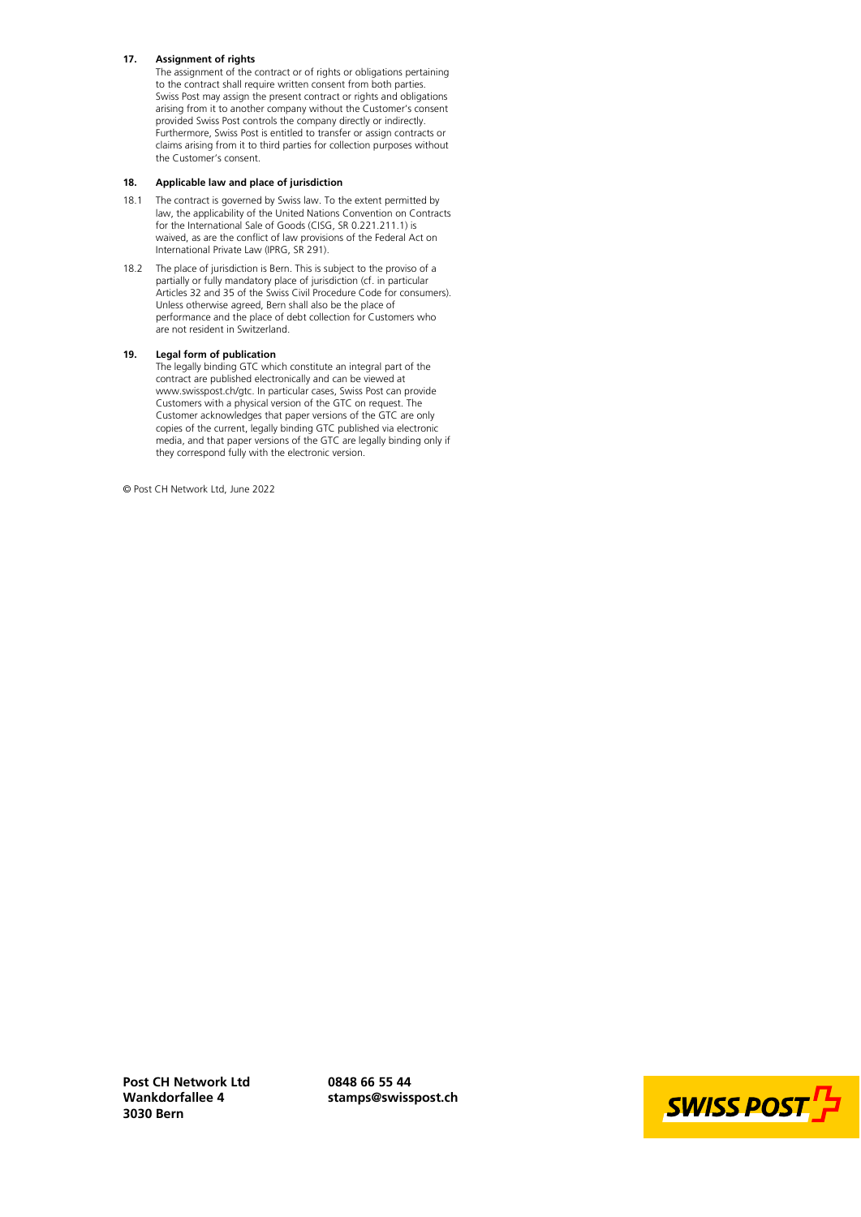## 17. Assignment of rights

The assignment of the contract or of rights or obligations pertaining to the contract shall require written consent from both parties. Swiss Post may assign the present contract or rights and obligations arising from it to another company without the Customer's consent provided Swiss Post controls the company directly or indirectly. Furthermore, Swiss Post is entitled to transfer or assign contracts or claims arising from it to third parties for collection purposes without the Customer's consent.

## 18. Applicable law and place of jurisdiction

18.1 The contract is governed by Swiss law. To the extent permitted by law, the applicability of the United Nations Convention on Contracts for the International Sale of Goods (CISG, SR 0.221.211.1) is waived, as are the conflict of law provisions of the Federal Act on International Private Law (IPRG, SR 291).

18.2 The place of jurisdiction is Bern. This is subject to the proviso of a partially or fully mandatory place of jurisdiction (cf. in particular Articles 32 and 35 of the Swiss Civil Procedure Code for consumers). Unless otherwise agreed, Bern shall also be the place of performance and the place of debt collection for Customers who are not resident in Switzerland.

## 19. Legal form of publication

The legally binding GTC which constitute an integral part of the contract are published electronically and can be viewed at www.swisspost.ch/gtc. In particular cases, Swiss Post can provide Customers with a physical version of the GTC on request. The Customer acknowledges that paper versions of the GTC are only copies of the current, legally binding GTC published via electronic media, and that paper versions of the GTC are legally binding only if they correspond fully with the electronic version.

© Post CH Network Ltd, June 2022

**Post CH Network Ltd**
**Wankdorfallee 4**
**3030 Bern**

**0848 66 55 44**
**stamps@swisspost.ch**

SWISS POST